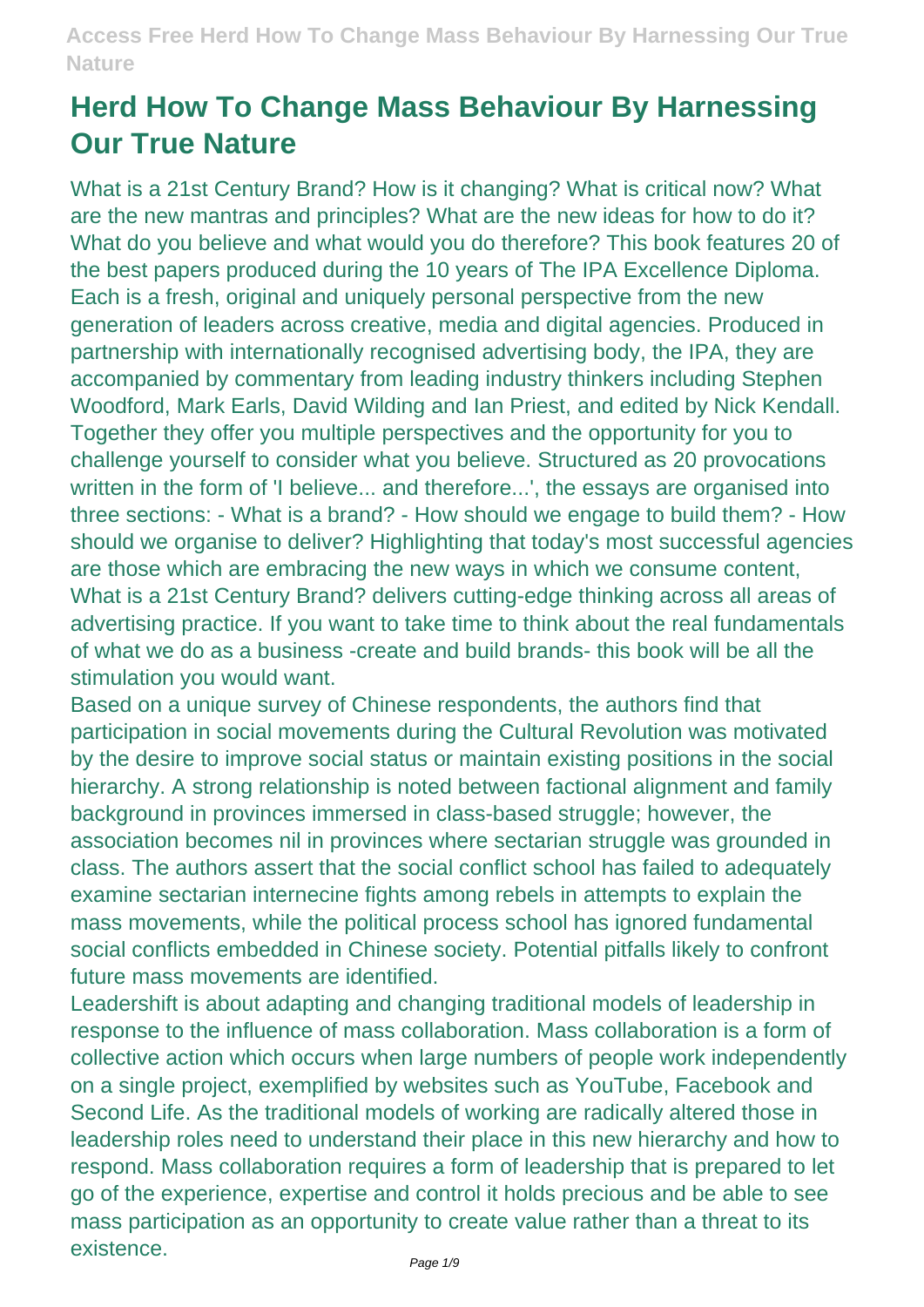# Herd How To Change Mass Behaviour By Harnessing Our True Nature

What is a 21st Century Brand? How is it changing? What is critical now? What are the new mantras and principles? What are the new ideas for how to do it? What do you believe and what would you do therefore? This book features 20 of the best papers produced during the 10 years of The IPA Excellence Diploma. Each is a fresh, original and uniquely personal perspective from the new generation of leaders across creative, media and digital agencies. Produced in partnership with internationally recognised advertising body, the IPA, they are accompanied by commentary from leading industry thinkers including Stephen Woodford, Mark Earls, David Wilding and Ian Priest, and edited by Nick Kendall. Together they offer you multiple perspectives and the opportunity for you to challenge yourself to consider what you believe. Structured as 20 provocations written in the form of 'I believe... and therefore...', the essays are organised into three sections: - What is a brand? - How should we engage to build them? - How should we organise to deliver? Highlighting that today's most successful agencies are those which are embracing the new ways in which we consume content, What is a 21st Century Brand? delivers cutting-edge thinking across all areas of advertising practice. If you want to take time to think about the real fundamentals of what we do as a business -create and build brands- this book will be all the stimulation you would want.

Based on a unique survey of Chinese respondents, the authors find that participation in social movements during the Cultural Revolution was motivated by the desire to improve social status or maintain existing positions in the social hierarchy. A strong relationship is noted between factional alignment and family background in provinces immersed in class-based struggle; however, the association becomes nil in provinces where sectarian struggle was grounded in class. The authors assert that the social conflict school has failed to adequately examine sectarian internecine fights among rebels in attempts to explain the mass movements, while the political process school has ignored fundamental social conflicts embedded in Chinese society. Potential pitfalls likely to confront future mass movements are identified.

Leadershift is about adapting and changing traditional models of leadership in response to the influence of mass collaboration. Mass collaboration is a form of collective action which occurs when large numbers of people work independently on a single project, exemplified by websites such as YouTube, Facebook and Second Life. As the traditional models of working are radically altered those in leadership roles need to understand their place in this new hierarchy and how to respond. Mass collaboration requires a form of leadership that is prepared to let go of the experience, expertise and control it holds precious and be able to see mass participation as an opportunity to create value rather than a threat to its existence.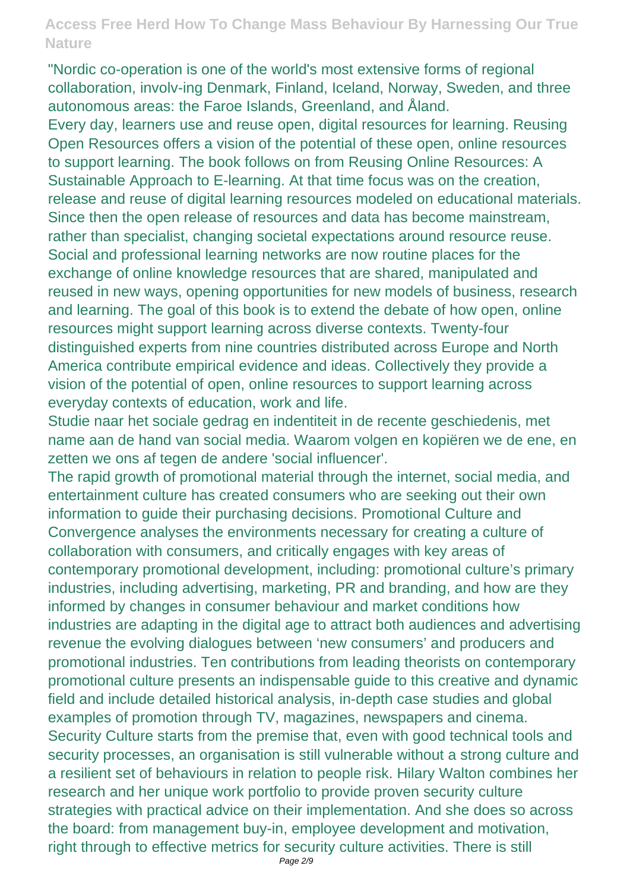"Nordic co-operation is one of the world's most extensive forms of regional collaboration, involv-ing Denmark, Finland, Iceland, Norway, Sweden, and three autonomous areas: the Faroe Islands, Greenland, and Åland.

Every day, learners use and reuse open, digital resources for learning. Reusing Open Resources offers a vision of the potential of these open, online resources to support learning. The book follows on from Reusing Online Resources: A Sustainable Approach to E-learning. At that time focus was on the creation, release and reuse of digital learning resources modeled on educational materials. Since then the open release of resources and data has become mainstream, rather than specialist, changing societal expectations around resource reuse. Social and professional learning networks are now routine places for the exchange of online knowledge resources that are shared, manipulated and reused in new ways, opening opportunities for new models of business, research and learning. The goal of this book is to extend the debate of how open, online resources might support learning across diverse contexts. Twenty-four distinguished experts from nine countries distributed across Europe and North America contribute empirical evidence and ideas. Collectively they provide a vision of the potential of open, online resources to support learning across everyday contexts of education, work and life.

Studie naar het sociale gedrag en indentiteit in de recente geschiedenis, met name aan de hand van social media. Waarom volgen en kopiëren we de ene, en zetten we ons af tegen de andere 'social influencer'.

The rapid growth of promotional material through the internet, social media, and entertainment culture has created consumers who are seeking out their own information to guide their purchasing decisions. Promotional Culture and Convergence analyses the environments necessary for creating a culture of collaboration with consumers, and critically engages with key areas of contemporary promotional development, including: promotional culture's primary industries, including advertising, marketing, PR and branding, and how are they informed by changes in consumer behaviour and market conditions how industries are adapting in the digital age to attract both audiences and advertising revenue the evolving dialogues between 'new consumers' and producers and promotional industries. Ten contributions from leading theorists on contemporary promotional culture presents an indispensable guide to this creative and dynamic field and include detailed historical analysis, in-depth case studies and global examples of promotion through TV, magazines, newspapers and cinema.

Security Culture starts from the premise that, even with good technical tools and security processes, an organisation is still vulnerable without a strong culture and a resilient set of behaviours in relation to people risk. Hilary Walton combines her research and her unique work portfolio to provide proven security culture strategies with practical advice on their implementation. And she does so across the board: from management buy-in, employee development and motivation, right through to effective metrics for security culture activities. There is still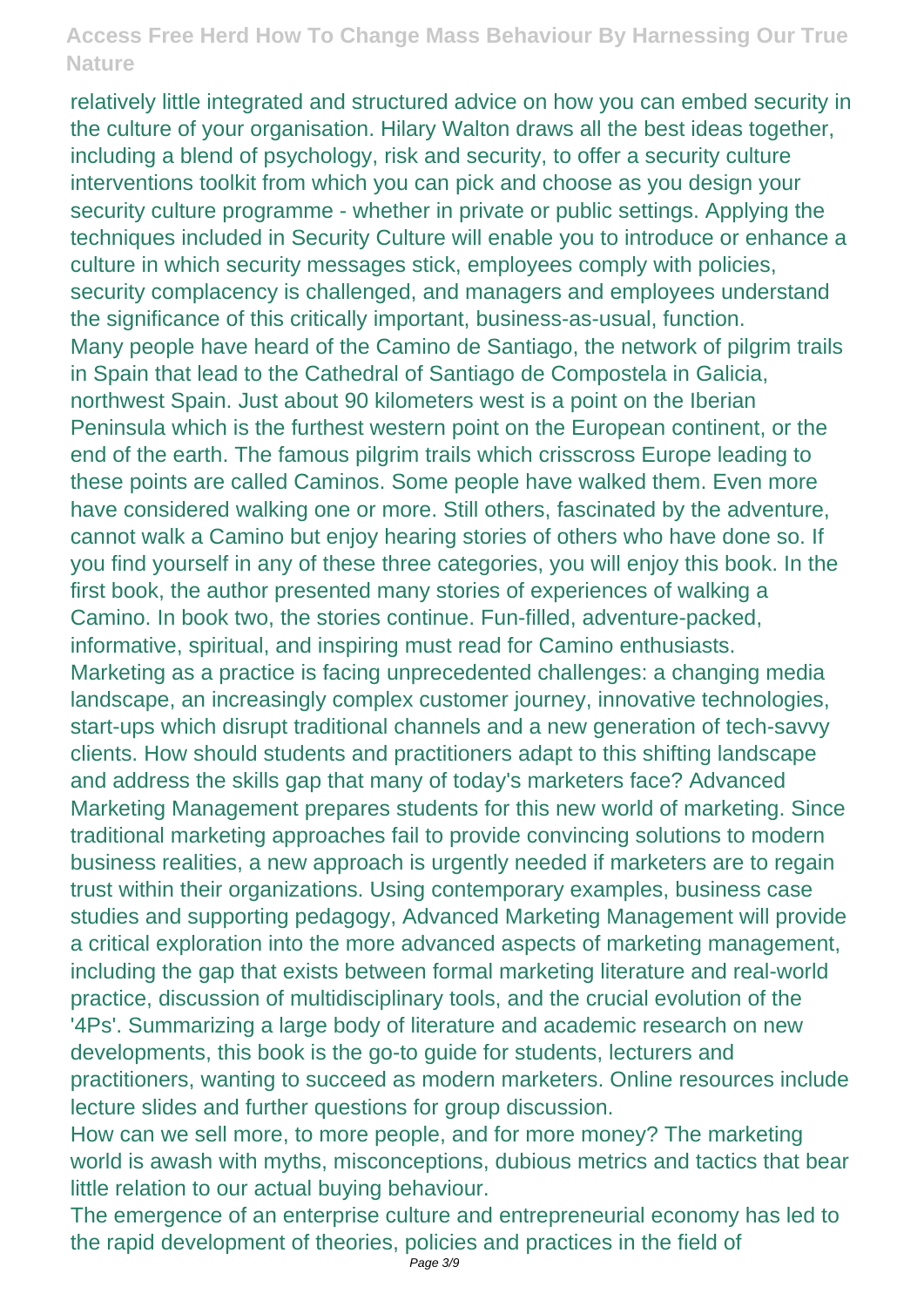relatively little integrated and structured advice on how you can embed security in the culture of your organisation. Hilary Walton draws all the best ideas together, including a blend of psychology, risk and security, to offer a security culture interventions toolkit from which you can pick and choose as you design your security culture programme - whether in private or public settings. Applying the techniques included in Security Culture will enable you to introduce or enhance a culture in which security messages stick, employees comply with policies, security complacency is challenged, and managers and employees understand the significance of this critically important, business-as-usual, function.

Many people have heard of the Camino de Santiago, the network of pilgrim trails in Spain that lead to the Cathedral of Santiago de Compostela in Galicia, northwest Spain. Just about 90 kilometers west is a point on the Iberian Peninsula which is the furthest western point on the European continent, or the end of the earth. The famous pilgrim trails which crisscross Europe leading to these points are called Caminos. Some people have walked them. Even more have considered walking one or more. Still others, fascinated by the adventure, cannot walk a Camino but enjoy hearing stories of others who have done so. If you find yourself in any of these three categories, you will enjoy this book. In the first book, the author presented many stories of experiences of walking a Camino. In book two, the stories continue. Fun-filled, adventure-packed, informative, spiritual, and inspiring must read for Camino enthusiasts.

Marketing as a practice is facing unprecedented challenges: a changing media landscape, an increasingly complex customer journey, innovative technologies, start-ups which disrupt traditional channels and a new generation of tech-savvy clients. How should students and practitioners adapt to this shifting landscape and address the skills gap that many of today's marketers face? Advanced Marketing Management prepares students for this new world of marketing. Since traditional marketing approaches fail to provide convincing solutions to modern business realities, a new approach is urgently needed if marketers are to regain trust within their organizations. Using contemporary examples, business case studies and supporting pedagogy, Advanced Marketing Management will provide a critical exploration into the more advanced aspects of marketing management, including the gap that exists between formal marketing literature and real-world practice, discussion of multidisciplinary tools, and the crucial evolution of the '4Ps'. Summarizing a large body of literature and academic research on new developments, this book is the go-to guide for students, lecturers and practitioners, wanting to succeed as modern marketers. Online resources include lecture slides and further questions for group discussion.

How can we sell more, to more people, and for more money? The marketing world is awash with myths, misconceptions, dubious metrics and tactics that bear little relation to our actual buying behaviour.

The emergence of an enterprise culture and entrepreneurial economy has led to the rapid development of theories, policies and practices in the field of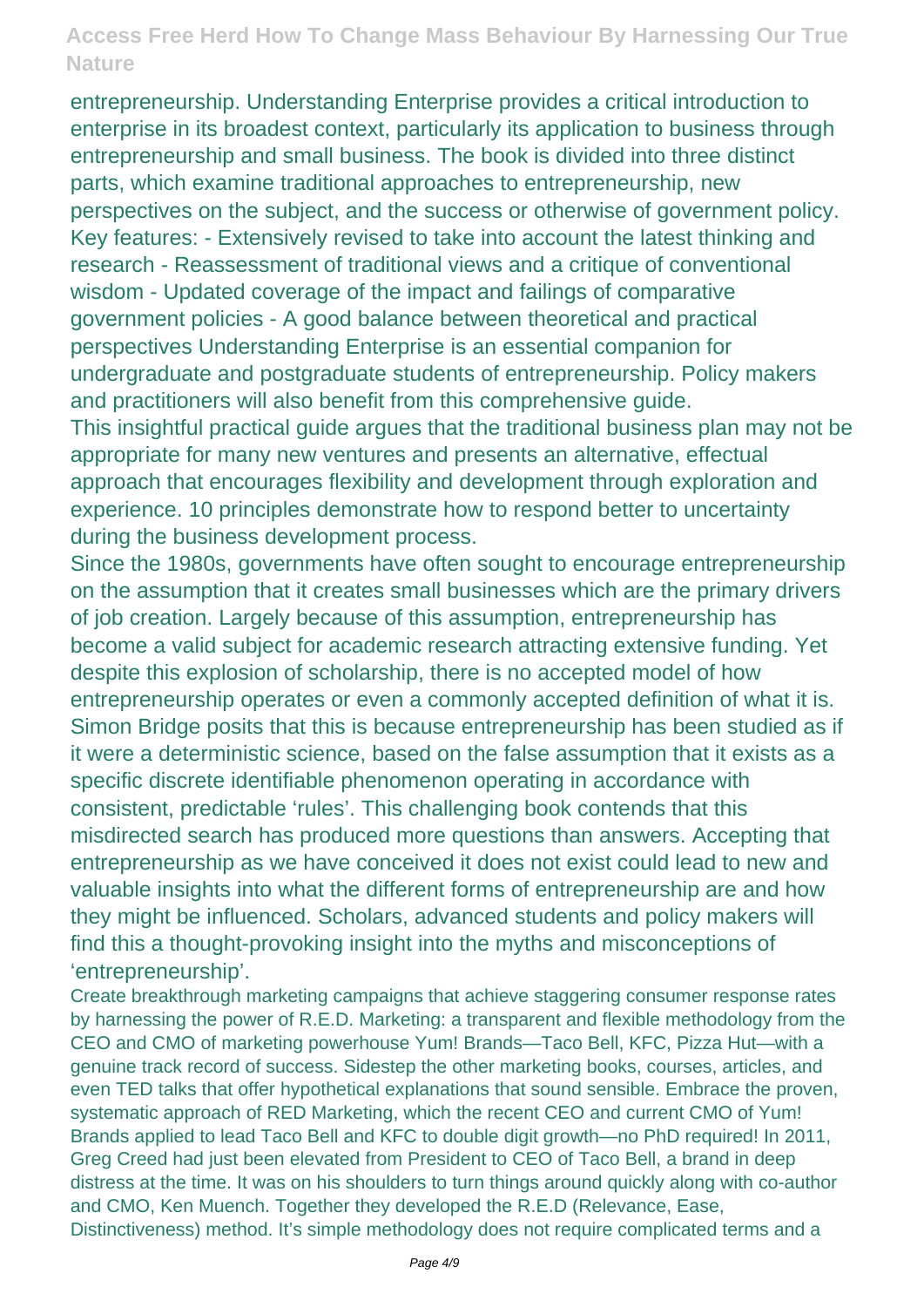entrepreneurship. Understanding Enterprise provides a critical introduction to enterprise in its broadest context, particularly its application to business through entrepreneurship and small business. The book is divided into three distinct parts, which examine traditional approaches to entrepreneurship, new perspectives on the subject, and the success or otherwise of government policy. Key features: - Extensively revised to take into account the latest thinking and research - Reassessment of traditional views and a critique of conventional wisdom - Updated coverage of the impact and failings of comparative government policies - A good balance between theoretical and practical perspectives Understanding Enterprise is an essential companion for undergraduate and postgraduate students of entrepreneurship. Policy makers and practitioners will also benefit from this comprehensive guide.

This insightful practical guide argues that the traditional business plan may not be appropriate for many new ventures and presents an alternative, effectual approach that encourages flexibility and development through exploration and experience. 10 principles demonstrate how to respond better to uncertainty during the business development process.

Since the 1980s, governments have often sought to encourage entrepreneurship on the assumption that it creates small businesses which are the primary drivers of job creation. Largely because of this assumption, entrepreneurship has become a valid subject for academic research attracting extensive funding. Yet despite this explosion of scholarship, there is no accepted model of how entrepreneurship operates or even a commonly accepted definition of what it is. Simon Bridge posits that this is because entrepreneurship has been studied as if it were a deterministic science, based on the false assumption that it exists as a specific discrete identifiable phenomenon operating in accordance with consistent, predictable 'rules'. This challenging book contends that this misdirected search has produced more questions than answers. Accepting that entrepreneurship as we have conceived it does not exist could lead to new and valuable insights into what the different forms of entrepreneurship are and how they might be influenced. Scholars, advanced students and policy makers will find this a thought-provoking insight into the myths and misconceptions of 'entrepreneurship'.

Create breakthrough marketing campaigns that achieve staggering consumer response rates by harnessing the power of R.E.D. Marketing: a transparent and flexible methodology from the CEO and CMO of marketing powerhouse Yum! Brands—Taco Bell, KFC, Pizza Hut—with a genuine track record of success. Sidestep the other marketing books, courses, articles, and even TED talks that offer hypothetical explanations that sound sensible. Embrace the proven, systematic approach of RED Marketing, which the recent CEO and current CMO of Yum! Brands applied to lead Taco Bell and KFC to double digit growth—no PhD required! In 2011, Greg Creed had just been elevated from President to CEO of Taco Bell, a brand in deep distress at the time. It was on his shoulders to turn things around quickly along with co-author and CMO, Ken Muench. Together they developed the R.E.D (Relevance, Ease, Distinctiveness) method. It's simple methodology does not require complicated terms and a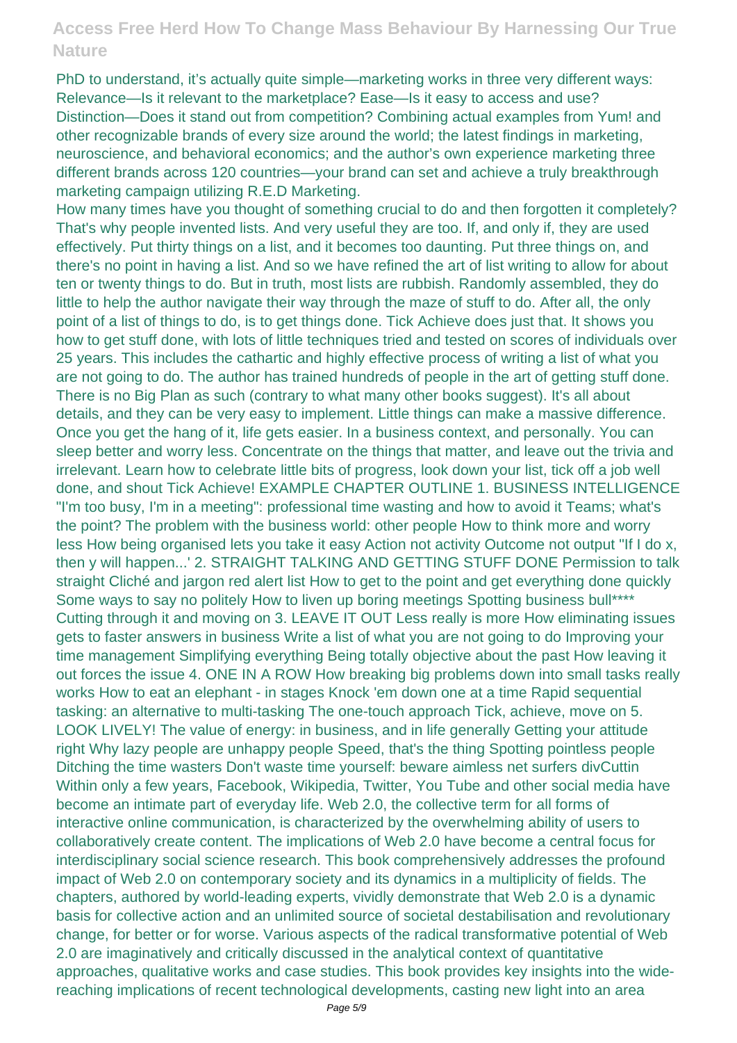PhD to understand, it's actually quite simple—marketing works in three very different ways: Relevance—Is it relevant to the marketplace? Ease—Is it easy to access and use? Distinction—Does it stand out from competition? Combining actual examples from Yum! and other recognizable brands of every size around the world; the latest findings in marketing, neuroscience, and behavioral economics; and the author's own experience marketing three different brands across 120 countries—your brand can set and achieve a truly breakthrough marketing campaign utilizing R.E.D Marketing.

How many times have you thought of something crucial to do and then forgotten it completely? That's why people invented lists. And very useful they are too. If, and only if, they are used effectively. Put thirty things on a list, and it becomes too daunting. Put three things on, and there's no point in having a list. And so we have refined the art of list writing to allow for about ten or twenty things to do. But in truth, most lists are rubbish. Randomly assembled, they do little to help the author navigate their way through the maze of stuff to do. After all, the only point of a list of things to do, is to get things done. Tick Achieve does just that. It shows you how to get stuff done, with lots of little techniques tried and tested on scores of individuals over 25 years. This includes the cathartic and highly effective process of writing a list of what you are not going to do. The author has trained hundreds of people in the art of getting stuff done. There is no Big Plan as such (contrary to what many other books suggest). It's all about details, and they can be very easy to implement. Little things can make a massive difference. Once you get the hang of it, life gets easier. In a business context, and personally. You can sleep better and worry less. Concentrate on the things that matter, and leave out the trivia and irrelevant. Learn how to celebrate little bits of progress, look down your list, tick off a job well done, and shout Tick Achieve! EXAMPLE CHAPTER OUTLINE 1. BUSINESS INTELLIGENCE "I'm too busy, I'm in a meeting": professional time wasting and how to avoid it Teams; what's the point? The problem with the business world: other people How to think more and worry less How being organised lets you take it easy Action not activity Outcome not output "If I do x, then y will happen...' 2. STRAIGHT TALKING AND GETTING STUFF DONE Permission to talk straight Cliché and jargon red alert list How to get to the point and get everything done quickly Some ways to say no politely How to liven up boring meetings Spotting business bull**** Cutting through it and moving on 3. LEAVE IT OUT Less really is more How eliminating issues gets to faster answers in business Write a list of what you are not going to do Improving your time management Simplifying everything Being totally objective about the past How leaving it out forces the issue 4. ONE IN A ROW How breaking big problems down into small tasks really works How to eat an elephant - in stages Knock 'em down one at a time Rapid sequential tasking: an alternative to multi-tasking The one-touch approach Tick, achieve, move on 5. LOOK LIVELY! The value of energy: in business, and in life generally Getting your attitude right Why lazy people are unhappy people Speed, that's the thing Spotting pointless people Ditching the time wasters Don't waste time yourself: beware aimless net surfers divCuttin Within only a few years, Facebook, Wikipedia, Twitter, You Tube and other social media have become an intimate part of everyday life. Web 2.0, the collective term for all forms of interactive online communication, is characterized by the overwhelming ability of users to collaboratively create content. The implications of Web 2.0 have become a central focus for interdisciplinary social science research. This book comprehensively addresses the profound impact of Web 2.0 on contemporary society and its dynamics in a multiplicity of fields. The chapters, authored by world-leading experts, vividly demonstrate that Web 2.0 is a dynamic basis for collective action and an unlimited source of societal destabilisation and revolutionary change, for better or for worse. Various aspects of the radical transformative potential of Web 2.0 are imaginatively and critically discussed in the analytical context of quantitative approaches, qualitative works and case studies. This book provides key insights into the wide-reaching implications of recent technological developments, casting new light into an area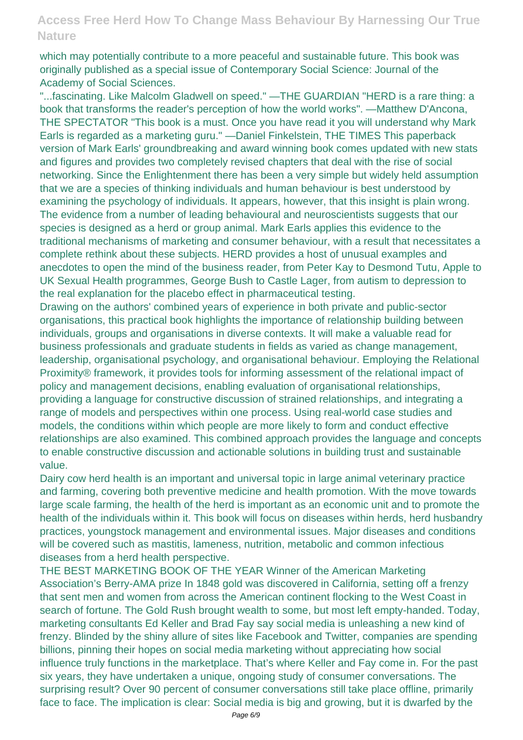which may potentially contribute to a more peaceful and sustainable future. This book was originally published as a special issue of Contemporary Social Science: Journal of the Academy of Social Sciences.

"...fascinating. Like Malcolm Gladwell on speed." —THE GUARDIAN "HERD is a rare thing: a book that transforms the reader's perception of how the world works". —Matthew D'Ancona, THE SPECTATOR "This book is a must. Once you have read it you will understand why Mark Earls is regarded as a marketing guru." —Daniel Finkelstein, THE TIMES This paperback version of Mark Earls' groundbreaking and award winning book comes updated with new stats and figures and provides two completely revised chapters that deal with the rise of social networking. Since the Enlightenment there has been a very simple but widely held assumption that we are a species of thinking individuals and human behaviour is best understood by examining the psychology of individuals. It appears, however, that this insight is plain wrong. The evidence from a number of leading behavioural and neuroscientists suggests that our species is designed as a herd or group animal. Mark Earls applies this evidence to the traditional mechanisms of marketing and consumer behaviour, with a result that necessitates a complete rethink about these subjects. HERD provides a host of unusual examples and anecdotes to open the mind of the business reader, from Peter Kay to Desmond Tutu, Apple to UK Sexual Health programmes, George Bush to Castle Lager, from autism to depression to the real explanation for the placebo effect in pharmaceutical testing.

Drawing on the authors' combined years of experience in both private and public-sector organisations, this practical book highlights the importance of relationship building between individuals, groups and organisations in diverse contexts. It will make a valuable read for business professionals and graduate students in fields as varied as change management, leadership, organisational psychology, and organisational behaviour. Employing the Relational Proximity® framework, it provides tools for informing assessment of the relational impact of policy and management decisions, enabling evaluation of organisational relationships, providing a language for constructive discussion of strained relationships, and integrating a range of models and perspectives within one process. Using real-world case studies and models, the conditions within which people are more likely to form and conduct effective relationships are also examined. This combined approach provides the language and concepts to enable constructive discussion and actionable solutions in building trust and sustainable value.

Dairy cow herd health is an important and universal topic in large animal veterinary practice and farming, covering both preventive medicine and health promotion. With the move towards large scale farming, the health of the herd is important as an economic unit and to promote the health of the individuals within it. This book will focus on diseases within herds, herd husbandry practices, youngstock management and environmental issues. Major diseases and conditions will be covered such as mastitis, lameness, nutrition, metabolic and common infectious diseases from a herd health perspective.

THE BEST MARKETING BOOK OF THE YEAR Winner of the American Marketing Association's Berry-AMA prize In 1848 gold was discovered in California, setting off a frenzy that sent men and women from across the American continent flocking to the West Coast in search of fortune. The Gold Rush brought wealth to some, but most left empty-handed. Today, marketing consultants Ed Keller and Brad Fay say social media is unleashing a new kind of frenzy. Blinded by the shiny allure of sites like Facebook and Twitter, companies are spending billions, pinning their hopes on social media marketing without appreciating how social influence truly functions in the marketplace. That's where Keller and Fay come in. For the past six years, they have undertaken a unique, ongoing study of consumer conversations. The surprising result? Over 90 percent of consumer conversations still take place offline, primarily face to face. The implication is clear: Social media is big and growing, but it is dwarfed by the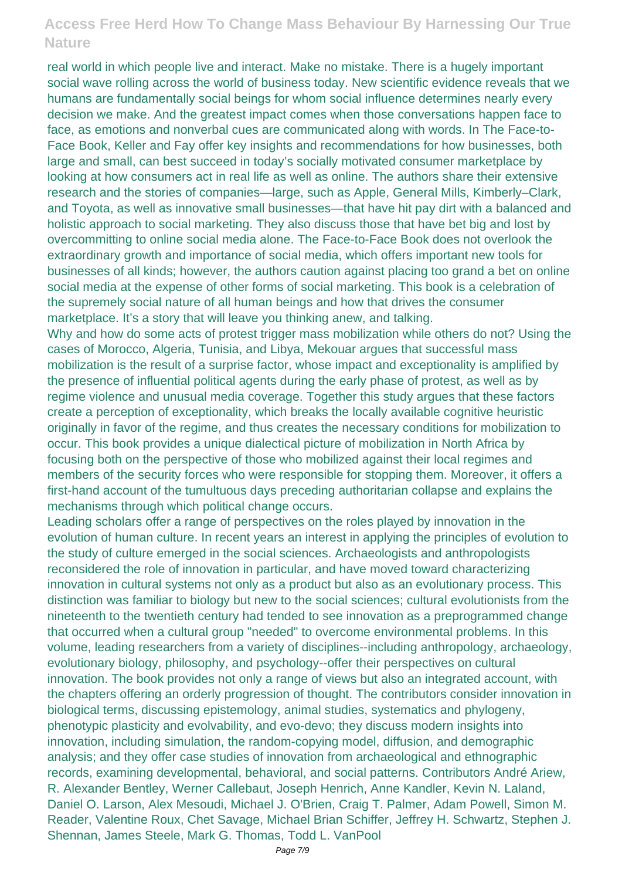real world in which people live and interact. Make no mistake. There is a hugely important social wave rolling across the world of business today. New scientific evidence reveals that we humans are fundamentally social beings for whom social influence determines nearly every decision we make. And the greatest impact comes when those conversations happen face to face, as emotions and nonverbal cues are communicated along with words. In The Face-to-Face Book, Keller and Fay offer key insights and recommendations for how businesses, both large and small, can best succeed in today's socially motivated consumer marketplace by looking at how consumers act in real life as well as online. The authors share their extensive research and the stories of companies—large, such as Apple, General Mills, Kimberly–Clark, and Toyota, as well as innovative small businesses—that have hit pay dirt with a balanced and holistic approach to social marketing. They also discuss those that have bet big and lost by overcommitting to online social media alone. The Face-to-Face Book does not overlook the extraordinary growth and importance of social media, which offers important new tools for businesses of all kinds; however, the authors caution against placing too grand a bet on online social media at the expense of other forms of social marketing. This book is a celebration of the supremely social nature of all human beings and how that drives the consumer marketplace. It's a story that will leave you thinking anew, and talking.

Why and how do some acts of protest trigger mass mobilization while others do not? Using the cases of Morocco, Algeria, Tunisia, and Libya, Mekouar argues that successful mass mobilization is the result of a surprise factor, whose impact and exceptionality is amplified by the presence of influential political agents during the early phase of protest, as well as by regime violence and unusual media coverage. Together this study argues that these factors create a perception of exceptionality, which breaks the locally available cognitive heuristic originally in favor of the regime, and thus creates the necessary conditions for mobilization to occur. This book provides a unique dialectical picture of mobilization in North Africa by focusing both on the perspective of those who mobilized against their local regimes and members of the security forces who were responsible for stopping them. Moreover, it offers a first-hand account of the tumultuous days preceding authoritarian collapse and explains the mechanisms through which political change occurs.

Leading scholars offer a range of perspectives on the roles played by innovation in the evolution of human culture. In recent years an interest in applying the principles of evolution to the study of culture emerged in the social sciences. Archaeologists and anthropologists reconsidered the role of innovation in particular, and have moved toward characterizing innovation in cultural systems not only as a product but also as an evolutionary process. This distinction was familiar to biology but new to the social sciences; cultural evolutionists from the nineteenth to the twentieth century had tended to see innovation as a preprogrammed change that occurred when a cultural group "needed" to overcome environmental problems. In this volume, leading researchers from a variety of disciplines--including anthropology, archaeology, evolutionary biology, philosophy, and psychology--offer their perspectives on cultural innovation. The book provides not only a range of views but also an integrated account, with the chapters offering an orderly progression of thought. The contributors consider innovation in biological terms, discussing epistemology, animal studies, systematics and phylogeny, phenotypic plasticity and evolvability, and evo-devo; they discuss modern insights into innovation, including simulation, the random-copying model, diffusion, and demographic analysis; and they offer case studies of innovation from archaeological and ethnographic records, examining developmental, behavioral, and social patterns. Contributors André Ariew, R. Alexander Bentley, Werner Callebaut, Joseph Henrich, Anne Kandler, Kevin N. Laland, Daniel O. Larson, Alex Mesoudi, Michael J. O'Brien, Craig T. Palmer, Adam Powell, Simon M. Reader, Valentine Roux, Chet Savage, Michael Brian Schiffer, Jeffrey H. Schwartz, Stephen J. Shennan, James Steele, Mark G. Thomas, Todd L. VanPool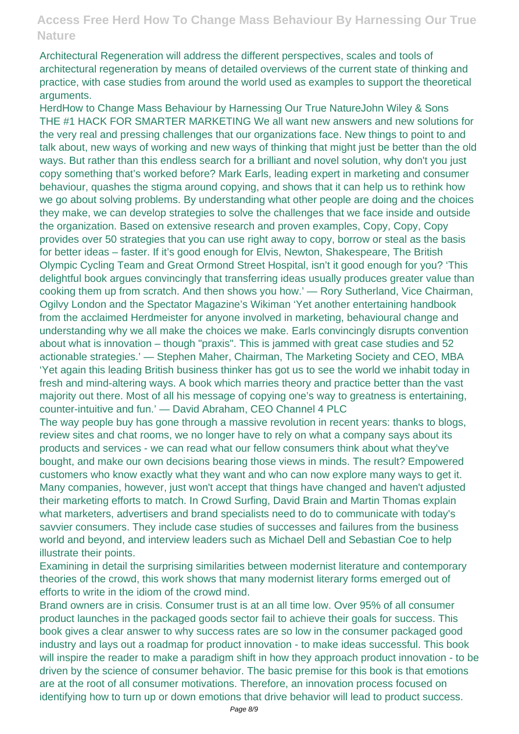Architectural Regeneration will address the different perspectives, scales and tools of architectural regeneration by means of detailed overviews of the current state of thinking and practice, with case studies from around the world used as examples to support the theoretical arguments.

HerdHow to Change Mass Behaviour by Harnessing Our True NatureJohn Wiley & Sons

THE #1 HACK FOR SMARTER MARKETING We all want new answers and new solutions for the very real and pressing challenges that our organizations face. New things to point to and talk about, new ways of working and new ways of thinking that might just be better than the old ways. But rather than this endless search for a brilliant and novel solution, why don't you just copy something that's worked before? Mark Earls, leading expert in marketing and consumer behaviour, quashes the stigma around copying, and shows that it can help us to rethink how we go about solving problems. By understanding what other people are doing and the choices they make, we can develop strategies to solve the challenges that we face inside and outside the organization. Based on extensive research and proven examples, Copy, Copy, Copy provides over 50 strategies that you can use right away to copy, borrow or steal as the basis for better ideas – faster. If it's good enough for Elvis, Newton, Shakespeare, The British Olympic Cycling Team and Great Ormond Street Hospital, isn't it good enough for you? 'This delightful book argues convincingly that transferring ideas usually produces greater value than cooking them up from scratch. And then shows you how.' — Rory Sutherland, Vice Chairman, Ogilvy London and the Spectator Magazine's Wikiman 'Yet another entertaining handbook from the acclaimed Herdmeister for anyone involved in marketing, behavioural change and understanding why we all make the choices we make. Earls convincingly disrupts convention about what is innovation – though "praxis". This is jammed with great case studies and 52 actionable strategies.' — Stephen Maher, Chairman, The Marketing Society and CEO, MBA 'Yet again this leading British business thinker has got us to see the world we inhabit today in fresh and mind-altering ways. A book which marries theory and practice better than the vast majority out there. Most of all his message of copying one's way to greatness is entertaining, counter-intuitive and fun.' — David Abraham, CEO Channel 4 PLC

The way people buy has gone through a massive revolution in recent years: thanks to blogs, review sites and chat rooms, we no longer have to rely on what a company says about its products and services - we can read what our fellow consumers think about what they've bought, and make our own decisions bearing those views in minds. The result? Empowered customers who know exactly what they want and who can now explore many ways to get it. Many companies, however, just won't accept that things have changed and haven't adjusted their marketing efforts to match. In Crowd Surfing, David Brain and Martin Thomas explain what marketers, advertisers and brand specialists need to do to communicate with today's savvier consumers. They include case studies of successes and failures from the business world and beyond, and interview leaders such as Michael Dell and Sebastian Coe to help illustrate their points.

Examining in detail the surprising similarities between modernist literature and contemporary theories of the crowd, this work shows that many modernist literary forms emerged out of efforts to write in the idiom of the crowd mind.

Brand owners are in crisis. Consumer trust is at an all time low. Over 95% of all consumer product launches in the packaged goods sector fail to achieve their goals for success. This book gives a clear answer to why success rates are so low in the consumer packaged good industry and lays out a roadmap for product innovation - to make ideas successful. This book will inspire the reader to make a paradigm shift in how they approach product innovation - to be driven by the science of consumer behavior. The basic premise for this book is that emotions are at the root of all consumer motivations. Therefore, an innovation process focused on identifying how to turn up or down emotions that drive behavior will lead to product success.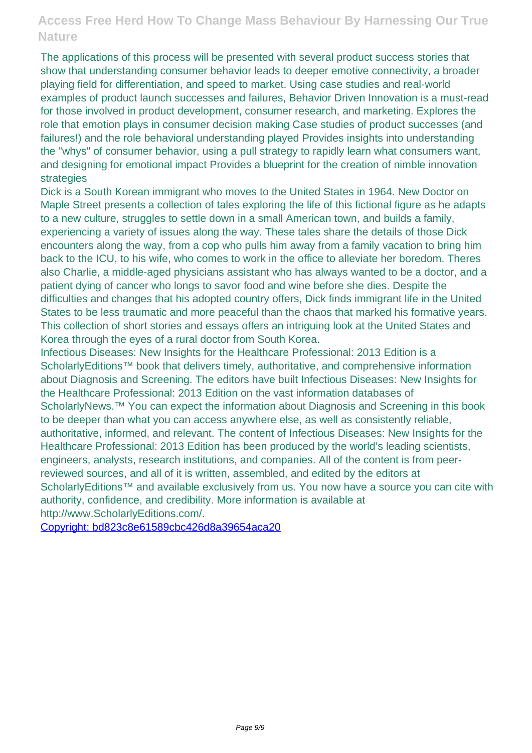The applications of this process will be presented with several product success stories that show that understanding consumer behavior leads to deeper emotive connectivity, a broader playing field for differentiation, and speed to market. Using case studies and real-world examples of product launch successes and failures, Behavior Driven Innovation is a must-read for those involved in product development, consumer research, and marketing. Explores the role that emotion plays in consumer decision making Case studies of product successes (and failures!) and the role behavioral understanding played Provides insights into understanding the "whys" of consumer behavior, using a pull strategy to rapidly learn what consumers want, and designing for emotional impact Provides a blueprint for the creation of nimble innovation strategies

Dick is a South Korean immigrant who moves to the United States in 1964. New Doctor on Maple Street presents a collection of tales exploring the life of this fictional figure as he adapts to a new culture, struggles to settle down in a small American town, and builds a family, experiencing a variety of issues along the way. These tales share the details of those Dick encounters along the way, from a cop who pulls him away from a family vacation to bring him back to the ICU, to his wife, who comes to work in the office to alleviate her boredom. Theres also Charlie, a middle-aged physicians assistant who has always wanted to be a doctor, and a patient dying of cancer who longs to savor food and wine before she dies. Despite the difficulties and changes that his adopted country offers, Dick finds immigrant life in the United States to be less traumatic and more peaceful than the chaos that marked his formative years. This collection of short stories and essays offers an intriguing look at the United States and Korea through the eyes of a rural doctor from South Korea.

Infectious Diseases: New Insights for the Healthcare Professional: 2013 Edition is a ScholarlyEditions™ book that delivers timely, authoritative, and comprehensive information about Diagnosis and Screening. The editors have built Infectious Diseases: New Insights for the Healthcare Professional: 2013 Edition on the vast information databases of ScholarlyNews.™ You can expect the information about Diagnosis and Screening in this book to be deeper than what you can access anywhere else, as well as consistently reliable, authoritative, informed, and relevant. The content of Infectious Diseases: New Insights for the Healthcare Professional: 2013 Edition has been produced by the world's leading scientists, engineers, analysts, research institutions, and companies. All of the content is from peer-reviewed sources, and all of it is written, assembled, and edited by the editors at ScholarlyEditions™ and available exclusively from us. You now have a source you can cite with authority, confidence, and credibility. More information is available at http://www.ScholarlyEditions.com/.

Copyright: bd823c8e61589cbc426d8a39654aca20